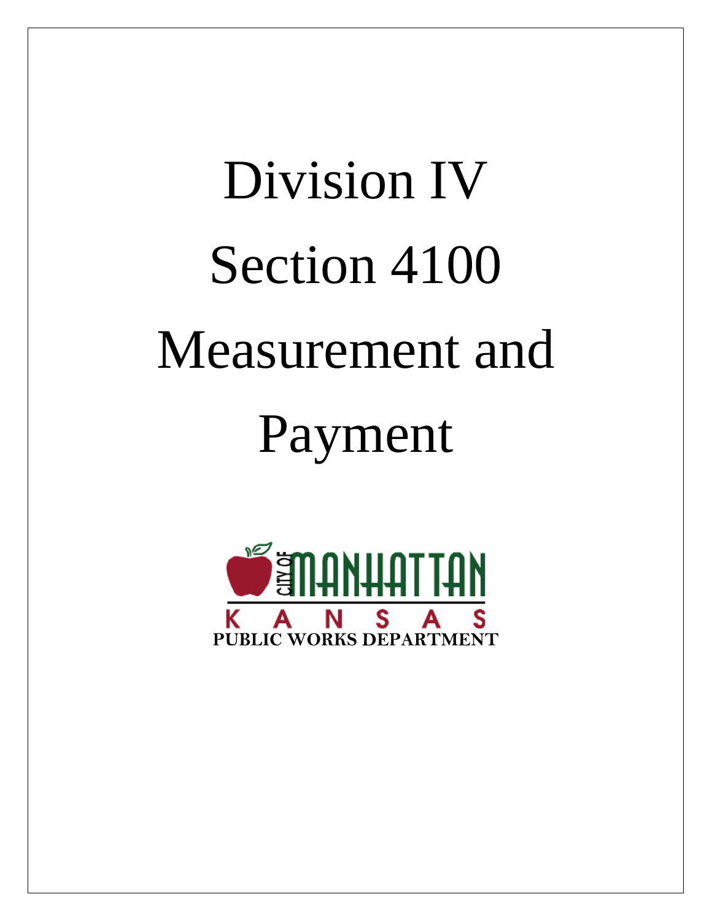# Division IV

# Section 4100

# Measurement and Payment

CITY OF MANHATTAN

KANSAS

**PUBLIC WORKS DEPARTMENT**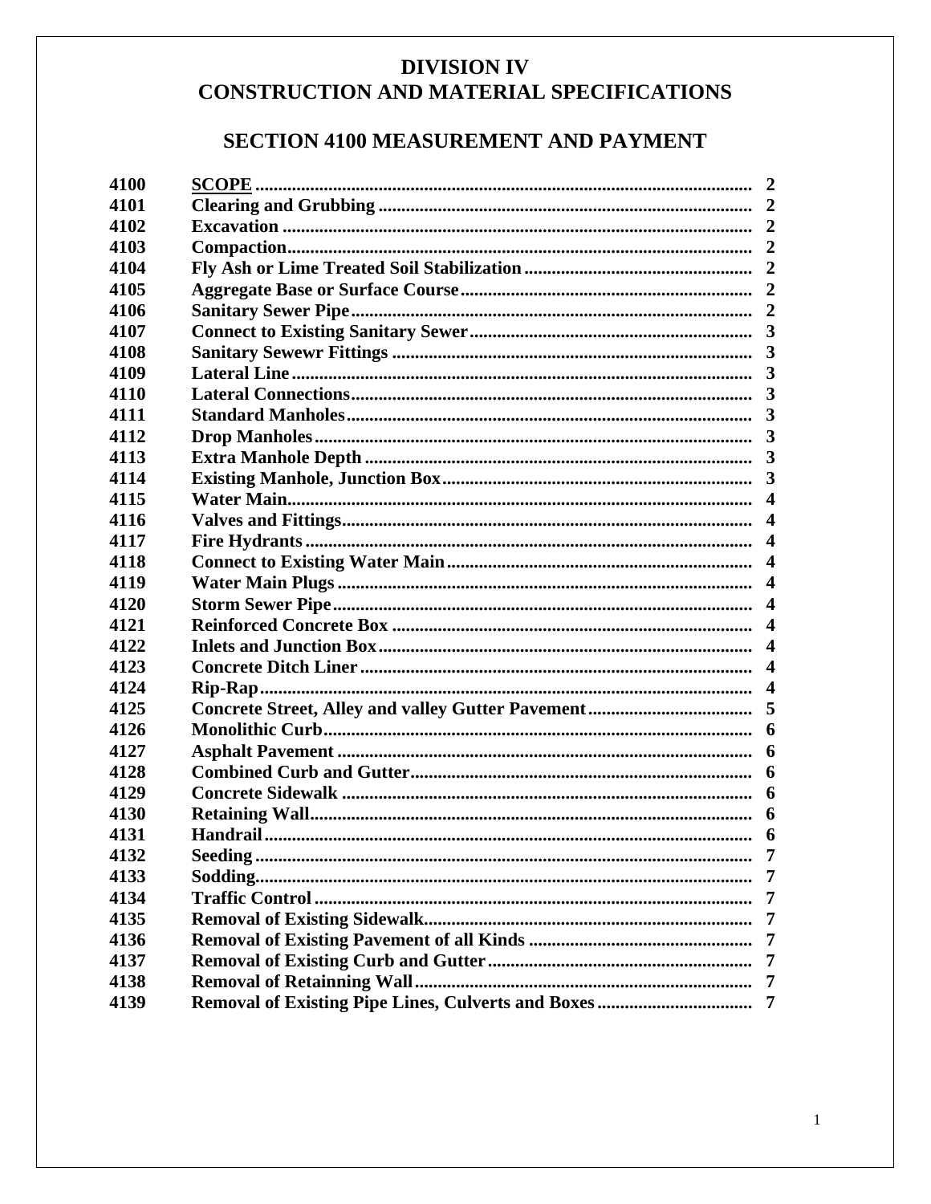# DIVISION IV
# CONSTRUCTION AND MATERIAL SPECIFICATIONS

## SECTION 4100 MEASUREMENT AND PAYMENT

| | | |
|---|---|---|
| **4100** | **SCOPE** | **2** |
| **4101** | **Clearing and Grubbing** | **2** |
| **4102** | **Excavation** | **2** |
| **4103** | **Compaction** | **2** |
| **4104** | **Fly Ash or Lime Treated Soil Stabilization** | **2** |
| **4105** | **Aggregate Base or Surface Course** | **2** |
| **4106** | **Sanitary Sewer Pipe** | **2** |
| **4107** | **Connect to Existing Sanitary Sewer** | **3** |
| **4108** | **Sanitary Sewewr Fittings** | **3** |
| **4109** | **Lateral Line** | **3** |
| **4110** | **Lateral Connections** | **3** |
| **4111** | **Standard Manholes** | **3** |
| **4112** | **Drop Manholes** | **3** |
| **4113** | **Extra Manhole Depth** | **3** |
| **4114** | **Existing Manhole, Junction Box** | **3** |
| **4115** | **Water Main** | **4** |
| **4116** | **Valves and Fittings** | **4** |
| **4117** | **Fire Hydrants** | **4** |
| **4118** | **Connect to Existing Water Main** | **4** |
| **4119** | **Water Main Plugs** | **4** |
| **4120** | **Storm Sewer Pipe** | **4** |
| **4121** | **Reinforced Concrete Box** | **4** |
| **4122** | **Inlets and Junction Box** | **4** |
| **4123** | **Concrete Ditch Liner** | **4** |
| **4124** | **Rip-Rap** | **4** |
| **4125** | **Concrete Street, Alley and valley Gutter Pavement** | **5** |
| **4126** | **Monolithic Curb** | **6** |
| **4127** | **Asphalt Pavement** | **6** |
| **4128** | **Combined Curb and Gutter** | **6** |
| **4129** | **Concrete Sidewalk** | **6** |
| **4130** | **Retaining Wall** | **6** |
| **4131** | **Handrail** | **6** |
| **4132** | **Seeding** | **7** |
| **4133** | **Sodding** | **7** |
| **4134** | **Traffic Control** | **7** |
| **4135** | **Removal of Existing Sidewalk** | **7** |
| **4136** | **Removal of Existing Pavement of all Kinds** | **7** |
| **4137** | **Removal of Existing Curb and Gutter** | **7** |
| **4138** | **Removal of Retainning Wall** | **7** |
| **4139** | **Removal of Existing Pipe Lines, Culverts and Boxes** | **7** |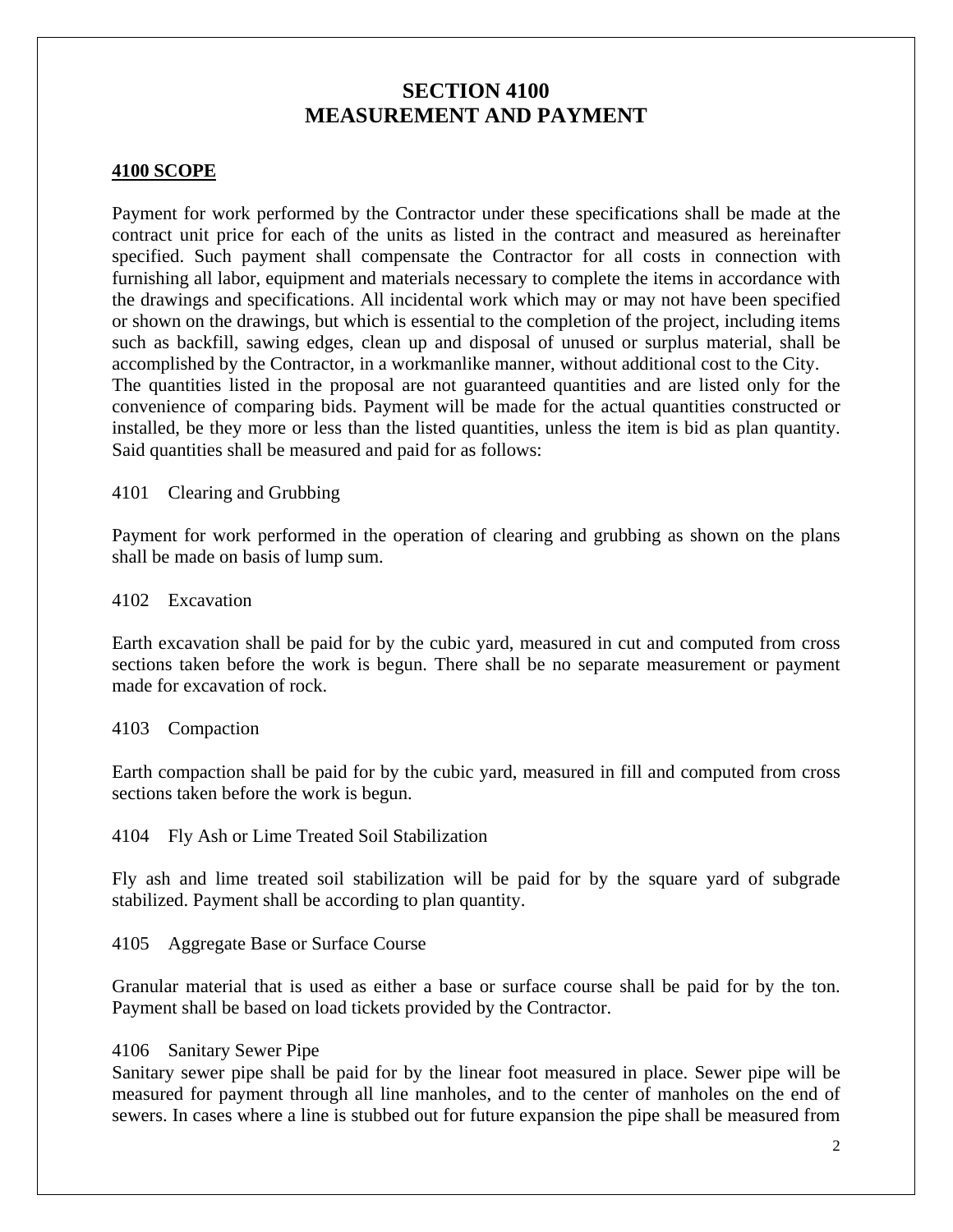# SECTION 4100
# MEASUREMENT AND PAYMENT

**4100 SCOPE**

Payment for work performed by the Contractor under these specifications shall be made at the contract unit price for each of the units as listed in the contract and measured as hereinafter specified. Such payment shall compensate the Contractor for all costs in connection with furnishing all labor, equipment and materials necessary to complete the items in accordance with the drawings and specifications. All incidental work which may or may not have been specified or shown on the drawings, but which is essential to the completion of the project, including items such as backfill, sawing edges, clean up and disposal of unused or surplus material, shall be accomplished by the Contractor, in a workmanlike manner, without additional cost to the City.
The quantities listed in the proposal are not guaranteed quantities and are listed only for the convenience of comparing bids. Payment will be made for the actual quantities constructed or installed, be they more or less than the listed quantities, unless the item is bid as plan quantity. Said quantities shall be measured and paid for as follows:

4101 Clearing and Grubbing

Payment for work performed in the operation of clearing and grubbing as shown on the plans shall be made on basis of lump sum.

4102 Excavation

Earth excavation shall be paid for by the cubic yard, measured in cut and computed from cross sections taken before the work is begun. There shall be no separate measurement or payment made for excavation of rock.

4103 Compaction

Earth compaction shall be paid for by the cubic yard, measured in fill and computed from cross sections taken before the work is begun.

4104 Fly Ash or Lime Treated Soil Stabilization

Fly ash and lime treated soil stabilization will be paid for by the square yard of subgrade stabilized. Payment shall be according to plan quantity.

4105 Aggregate Base or Surface Course

Granular material that is used as either a base or surface course shall be paid for by the ton. Payment shall be based on load tickets provided by the Contractor.

4106 Sanitary Sewer Pipe

Sanitary sewer pipe shall be paid for by the linear foot measured in place. Sewer pipe will be measured for payment through all line manholes, and to the center of manholes on the end of sewers. In cases where a line is stubbed out for future expansion the pipe shall be measured from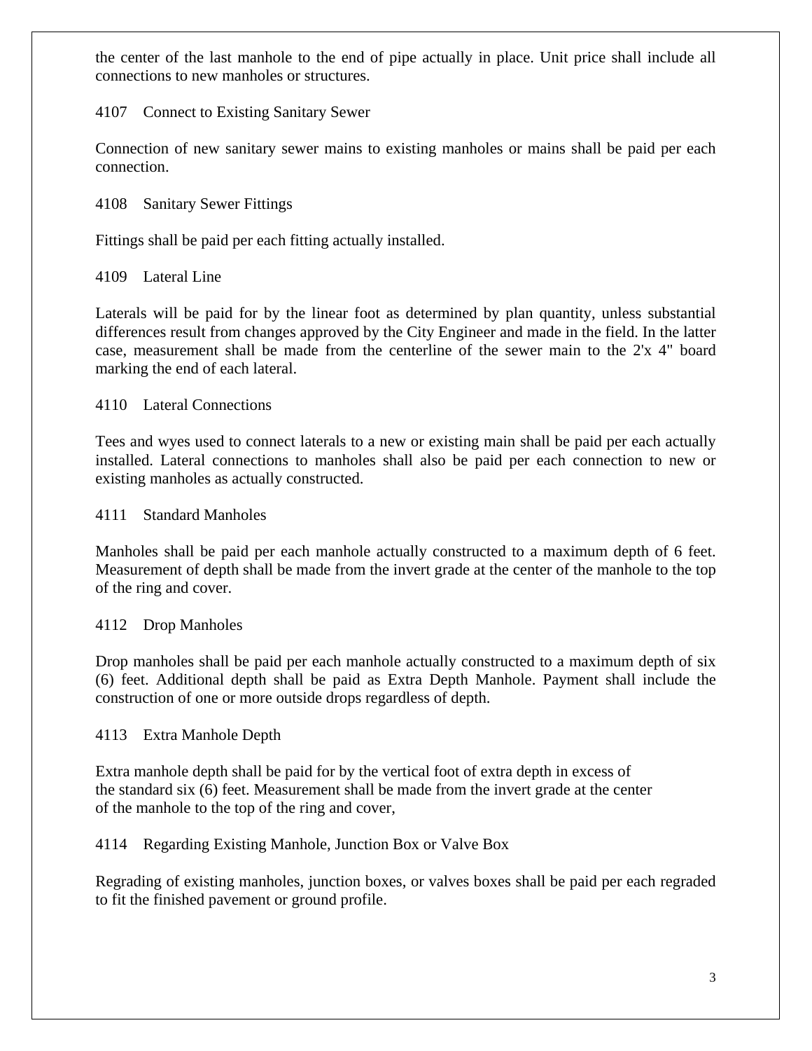the center of the last manhole to the end of pipe actually in place. Unit price shall include all connections to new manholes or structures.

### 4107 Connect to Existing Sanitary Sewer

Connection of new sanitary sewer mains to existing manholes or mains shall be paid per each connection.

### 4108 Sanitary Sewer Fittings

Fittings shall be paid per each fitting actually installed.

### 4109 Lateral Line

Laterals will be paid for by the linear foot as determined by plan quantity, unless substantial differences result from changes approved by the City Engineer and made in the field. In the latter case, measurement shall be made from the centerline of the sewer main to the 2'x 4" board marking the end of each lateral.

### 4110 Lateral Connections

Tees and wyes used to connect laterals to a new or existing main shall be paid per each actually installed. Lateral connections to manholes shall also be paid per each connection to new or existing manholes as actually constructed.

### 4111 Standard Manholes

Manholes shall be paid per each manhole actually constructed to a maximum depth of 6 feet. Measurement of depth shall be made from the invert grade at the center of the manhole to the top of the ring and cover.

### 4112 Drop Manholes

Drop manholes shall be paid per each manhole actually constructed to a maximum depth of six (6) feet. Additional depth shall be paid as Extra Depth Manhole. Payment shall include the construction of one or more outside drops regardless of depth.

### 4113 Extra Manhole Depth

Extra manhole depth shall be paid for by the vertical foot of extra depth in excess of the standard six (6) feet. Measurement shall be made from the invert grade at the center of the manhole to the top of the ring and cover,

### 4114 Regarding Existing Manhole, Junction Box or Valve Box

Regrading of existing manholes, junction boxes, or valves boxes shall be paid per each regraded to fit the finished pavement or ground profile.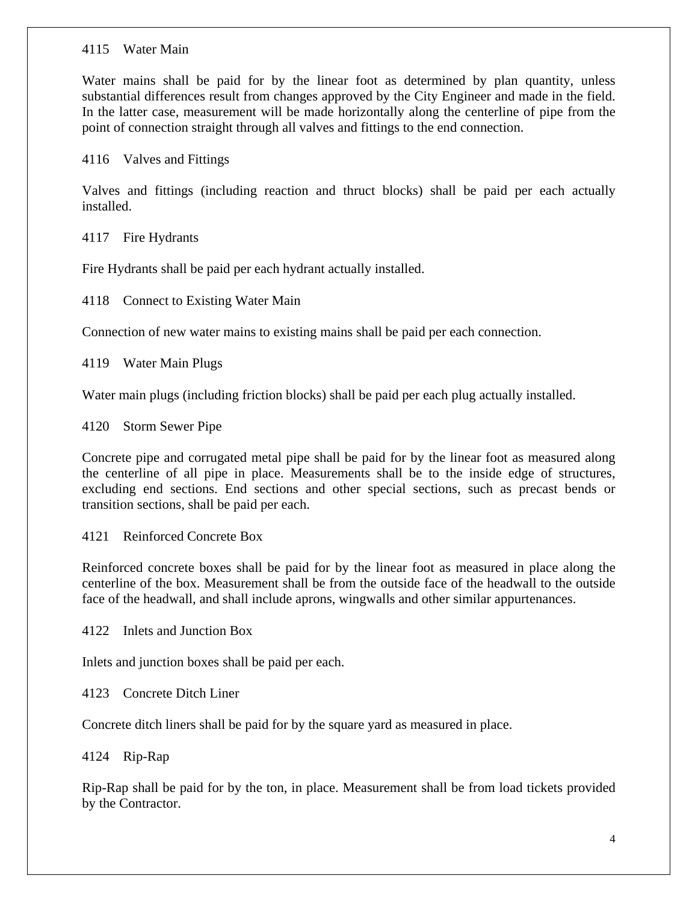4115 Water Main

Water mains shall be paid for by the linear foot as determined by plan quantity, unless substantial differences result from changes approved by the City Engineer and made in the field. In the latter case, measurement will be made horizontally along the centerline of pipe from the point of connection straight through all valves and fittings to the end connection.

4116 Valves and Fittings

Valves and fittings (including reaction and thruct blocks) shall be paid per each actually installed.

4117 Fire Hydrants

Fire Hydrants shall be paid per each hydrant actually installed.

4118 Connect to Existing Water Main

Connection of new water mains to existing mains shall be paid per each connection.

4119 Water Main Plugs

Water main plugs (including friction blocks) shall be paid per each plug actually installed.

4120 Storm Sewer Pipe

Concrete pipe and corrugated metal pipe shall be paid for by the linear foot as measured along the centerline of all pipe in place. Measurements shall be to the inside edge of structures, excluding end sections. End sections and other special sections, such as precast bends or transition sections, shall be paid per each.

4121 Reinforced Concrete Box

Reinforced concrete boxes shall be paid for by the linear foot as measured in place along the centerline of the box. Measurement shall be from the outside face of the headwall to the outside face of the headwall, and shall include aprons, wingwalls and other similar appurtenances.

4122 Inlets and Junction Box

Inlets and junction boxes shall be paid per each.

4123 Concrete Ditch Liner

Concrete ditch liners shall be paid for by the square yard as measured in place.

4124 Rip-Rap

Rip-Rap shall be paid for by the ton, in place. Measurement shall be from load tickets provided by the Contractor.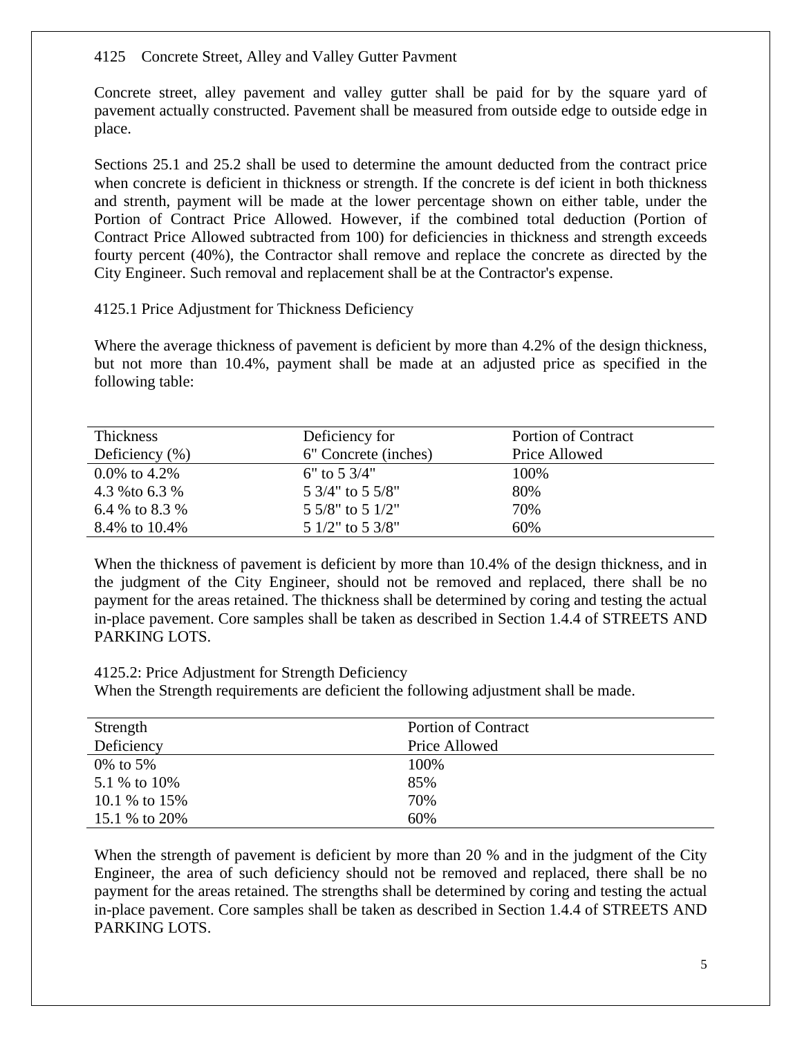## 4125 Concrete Street, Alley and Valley Gutter Pavment

Concrete street, alley pavement and valley gutter shall be paid for by the square yard of pavement actually constructed. Pavement shall be measured from outside edge to outside edge in place.

Sections 25.1 and 25.2 shall be used to determine the amount deducted from the contract price when concrete is deficient in thickness or strength. If the concrete is def icient in both thickness and strenth, payment will be made at the lower percentage shown on either table, under the Portion of Contract Price Allowed. However, if the combined total deduction (Portion of Contract Price Allowed subtracted from 100) for deficiencies in thickness and strength exceeds fourty percent (40%), the Contractor shall remove and replace the concrete as directed by the City Engineer. Such removal and replacement shall be at the Contractor's expense.

### 4125.1 Price Adjustment for Thickness Deficiency

Where the average thickness of pavement is deficient by more than 4.2% of the design thickness, but not more than 10.4%, payment shall be made at an adjusted price as specified in the following table:

| Thickness Deficiency (%) | Deficiency for 6" Concrete (inches) | Portion of Contract Price Allowed |
|---|---|---|
| 0.0% to 4.2% | 6" to 5 3/4" | 100% |
| 4.3 %to 6.3 % | 5 3/4" to 5 5/8" | 80% |
| 6.4 % to 8.3 % | 5 5/8" to 5 1/2" | 70% |
| 8.4% to 10.4% | 5 1/2" to 5 3/8" | 60% |

When the thickness of pavement is deficient by more than 10.4% of the design thickness, and in the judgment of the City Engineer, should not be removed and replaced, there shall be no payment for the areas retained. The thickness shall be determined by coring and testing the actual in-place pavement. Core samples shall be taken as described in Section 1.4.4 of STREETS AND PARKING LOTS.

### 4125.2: Price Adjustment for Strength Deficiency

When the Strength requirements are deficient the following adjustment shall be made.

| Strength Deficiency | Portion of Contract Price Allowed |
|---|---|
| 0% to 5% | 100% |
| 5.1 % to 10% | 85% |
| 10.1 % to 15% | 70% |
| 15.1 % to 20% | 60% |

When the strength of pavement is deficient by more than 20 % and in the judgment of the City Engineer, the area of such deficiency should not be removed and replaced, there shall be no payment for the areas retained. The strengths shall be determined by coring and testing the actual in-place pavement. Core samples shall be taken as described in Section 1.4.4 of STREETS AND PARKING LOTS.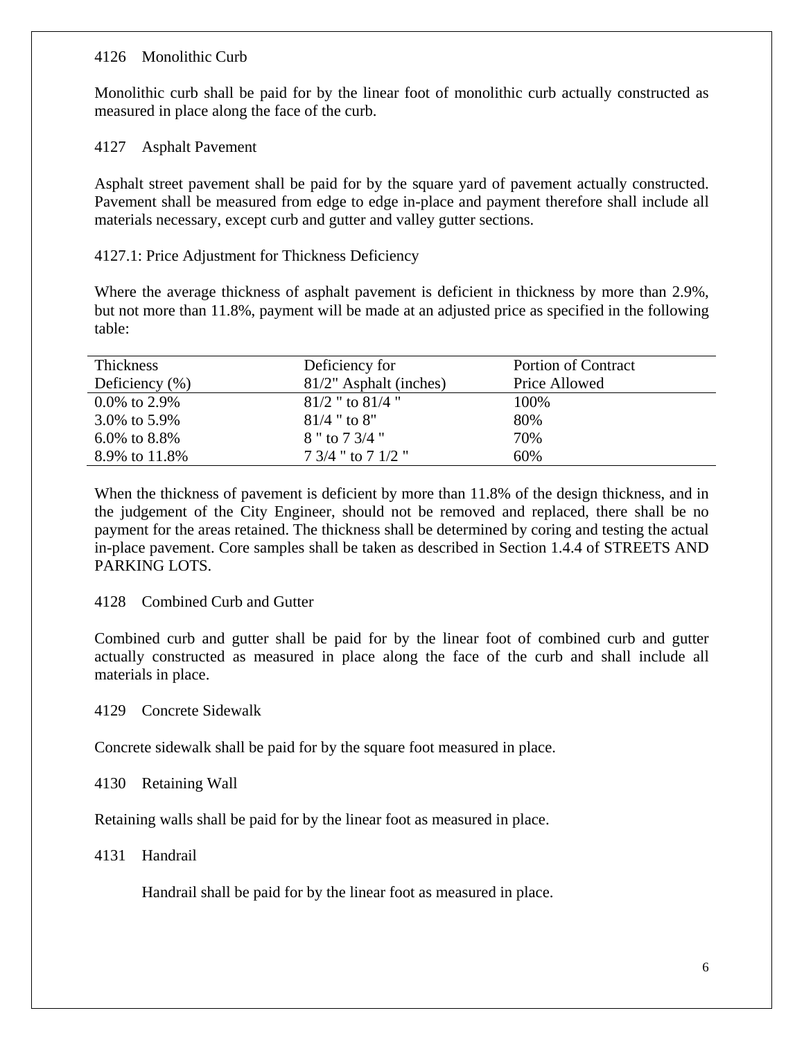4126 Monolithic Curb

Monolithic curb shall be paid for by the linear foot of monolithic curb actually constructed as measured in place along the face of the curb.

4127 Asphalt Pavement

Asphalt street pavement shall be paid for by the square yard of pavement actually constructed. Pavement shall be measured from edge to edge in-place and payment therefore shall include all materials necessary, except curb and gutter and valley gutter sections.

4127.1: Price Adjustment for Thickness Deficiency

Where the average thickness of asphalt pavement is deficient in thickness by more than 2.9%, but not more than 11.8%, payment will be made at an adjusted price as specified in the following table:

| Thickness Deficiency (%) | Deficiency for 81/2" Asphalt (inches) | Portion of Contract Price Allowed |
|---|---|---|
| 0.0% to 2.9% | 81/2 " to 81/4 " | 100% |
| 3.0% to 5.9% | 81/4 " to 8" | 80% |
| 6.0% to 8.8% | 8 " to 7 3/4 " | 70% |
| 8.9% to 11.8% | 7 3/4 " to 7 1/2 " | 60% |

When the thickness of pavement is deficient by more than 11.8% of the design thickness, and in the judgement of the City Engineer, should not be removed and replaced, there shall be no payment for the areas retained. The thickness shall be determined by coring and testing the actual in-place pavement. Core samples shall be taken as described in Section 1.4.4 of STREETS AND PARKING LOTS.

4128 Combined Curb and Gutter

Combined curb and gutter shall be paid for by the linear foot of combined curb and gutter actually constructed as measured in place along the face of the curb and shall include all materials in place.

4129 Concrete Sidewalk

Concrete sidewalk shall be paid for by the square foot measured in place.

4130 Retaining Wall

Retaining walls shall be paid for by the linear foot as measured in place.

4131 Handrail

Handrail shall be paid for by the linear foot as measured in place.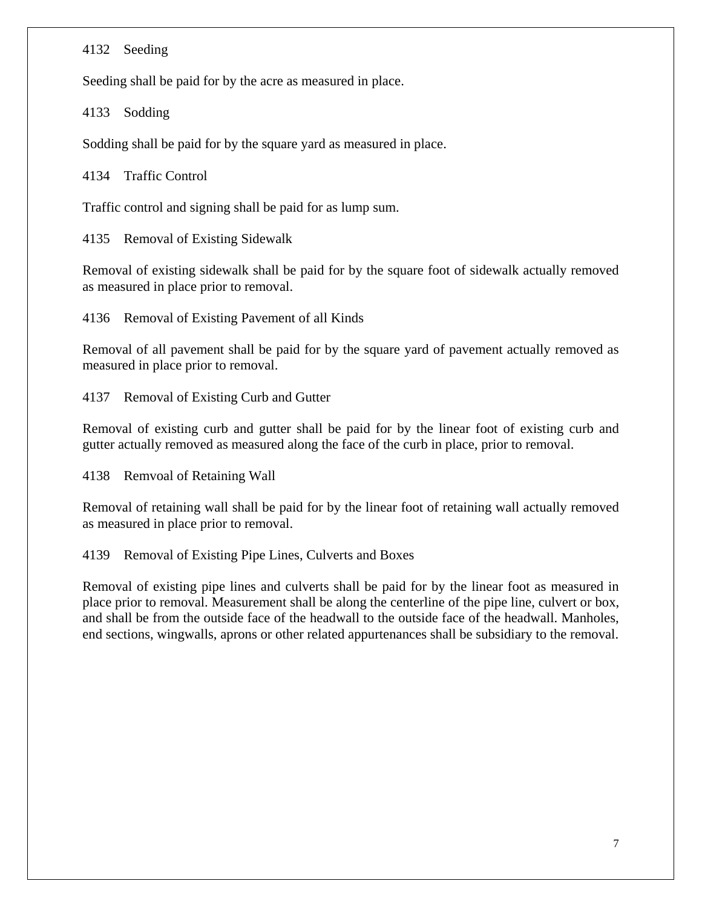### 4132 Seeding

Seeding shall be paid for by the acre as measured in place.

### 4133 Sodding

Sodding shall be paid for by the square yard as measured in place.

### 4134 Traffic Control

Traffic control and signing shall be paid for as lump sum.

### 4135 Removal of Existing Sidewalk

Removal of existing sidewalk shall be paid for by the square foot of sidewalk actually removed as measured in place prior to removal.

### 4136 Removal of Existing Pavement of all Kinds

Removal of all pavement shall be paid for by the square yard of pavement actually removed as measured in place prior to removal.

### 4137 Removal of Existing Curb and Gutter

Removal of existing curb and gutter shall be paid for by the linear foot of existing curb and gutter actually removed as measured along the face of the curb in place, prior to removal.

### 4138 Remvoal of Retaining Wall

Removal of retaining wall shall be paid for by the linear foot of retaining wall actually removed as measured in place prior to removal.

### 4139 Removal of Existing Pipe Lines, Culverts and Boxes

Removal of existing pipe lines and culverts shall be paid for by the linear foot as measured in place prior to removal. Measurement shall be along the centerline of the pipe line, culvert or box, and shall be from the outside face of the headwall to the outside face of the headwall. Manholes, end sections, wingwalls, aprons or other related appurtenances shall be subsidiary to the removal.